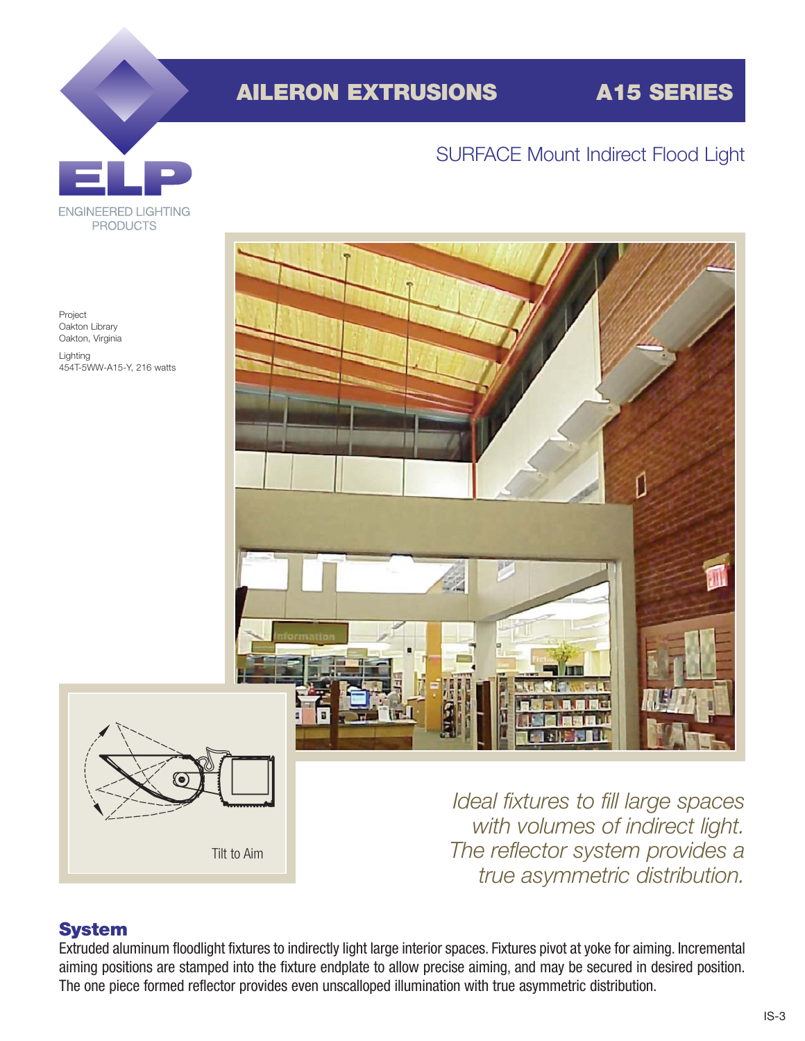ELP

ENGINEERED LIGHTING PRODUCTS

# AILERON EXTRUSIONS A15 SERIES

## SURFACE Mount Indirect Flood Light

Project
Oakton Library
Oakton, Virginia

Lighting
454T-5WW-A15-Y, 216 watts

Tilt to Aim

*Ideal fixtures to fill large spaces with volumes of indirect light. The reflector system provides a true asymmetric distribution.*

## System

Extruded aluminum floodlight fixtures to indirectly light large interior spaces. Fixtures pivot at yoke for aiming. Incremental aiming positions are stamped into the fixture endplate to allow precise aiming, and may be secured in desired position. The one piece formed reflector provides even unscalloped illumination with true asymmetric distribution.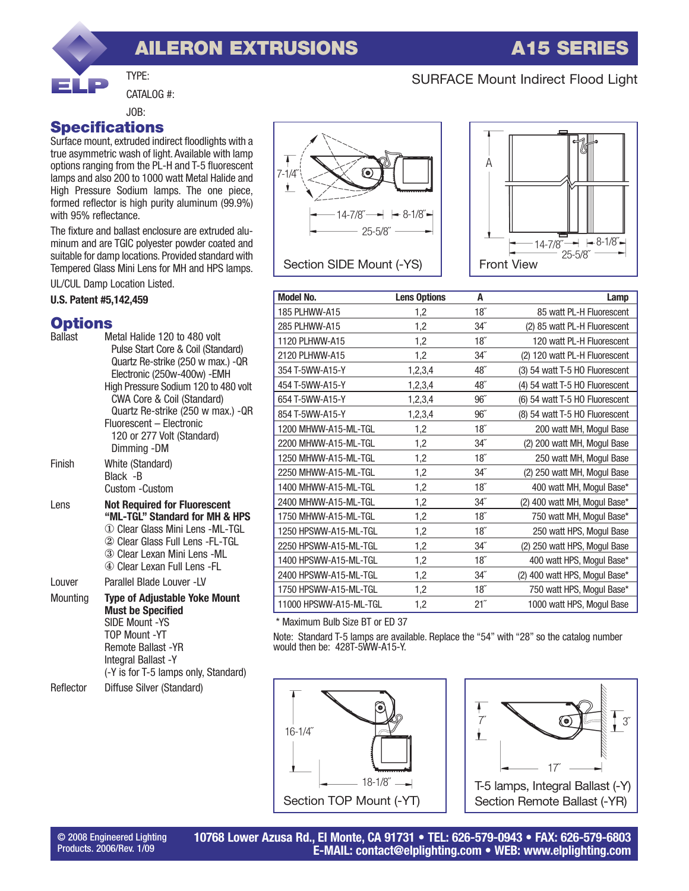# AILERON EXTRUSIONS — A15 SERIES

TYPE:

CATALOG #:

JOB:

SURFACE Mount Indirect Flood Light

## Specifications

Surface mount, extruded indirect floodlights with a true asymmetric wash of light. Available with lamp options ranging from the PL-H and T-5 fluorescent lamps and also 200 to 1000 watt Metal Halide and High Pressure Sodium lamps. The one piece, formed reflector is high purity aluminum (99.9%) with 95% reflectance.

The fixture and ballast enclosure are extruded aluminum and are TGIC polyester powder coated and suitable for damp locations. Provided standard with Tempered Glass Mini Lens for MH and HPS lamps.

UL/CUL Damp Location Listed.

**U.S. Patent #5,142,459**

## Options

**Ballast**
- Metal Halide 120 to 480 volt
  - Pulse Start Core & Coil (Standard)
  - Quartz Re-strike (250 w max.) -QR
  - Electronic (250w-400w) -EMH
- High Pressure Sodium 120 to 480 volt
  - CWA Core & Coil (Standard)
  - Quartz Re-strike (250 w max.) -QR
- Fluorescent – Electronic
  - 120 or 277 Volt (Standard)
  - Dimming -DM

**Finish**
- White (Standard)
- Black -B
- Custom -Custom

**Lens**
- **Not Required for Fluorescent**
- **"ML-TGL" Standard for MH & HPS**
- ① Clear Glass Mini Lens -ML-TGL
- ② Clear Glass Full Lens -FL-TGL
- ③ Clear Lexan Mini Lens -ML
- ④ Clear Lexan Full Lens -FL

**Louver**
- Parallel Blade Louver -LV

**Mounting**
- **Type of Adjustable Yoke Mount Must be Specified**
- SIDE Mount -YS
- TOP Mount -YT
- Remote Ballast -YR
- Integral Ballast -Y
- (-Y is for T-5 lamps only, Standard)

**Reflector**
- Diffuse Silver (Standard)

7-1/4″ — 14-7/8″ — 8-1/8″ — 25-5/8″

Section SIDE Mount (-YS)

A — 14-7/8″ — 8-1/8″ — 25-5/8″

Front View

| Model No. | Lens Options | A | Lamp |
|---|---|---|---|
| 185 PLHWW-A15 | 1,2 | 18″ | 85 watt PL-H Fluorescent |
| 285 PLHWW-A15 | 1,2 | 34″ | (2) 85 watt PL-H Fluorescent |
| 1120 PLHWW-A15 | 1,2 | 18″ | 120 watt PL-H Fluorescent |
| 2120 PLHWW-A15 | 1,2 | 34″ | (2) 120 watt PL-H Fluorescent |
| 354 T-5WW-A15-Y | 1,2,3,4 | 48″ | (3) 54 watt T-5 HO Fluorescent |
| 454 T-5WW-A15-Y | 1,2,3,4 | 48″ | (4) 54 watt T-5 HO Fluorescent |
| 654 T-5WW-A15-Y | 1,2,3,4 | 96″ | (6) 54 watt T-5 HO Fluorescent |
| 854 T-5WW-A15-Y | 1,2,3,4 | 96″ | (8) 54 watt T-5 HO Fluorescent |
| 1200 MHWW-A15-ML-TGL | 1,2 | 18″ | 200 watt MH, Mogul Base |
| 2200 MHWW-A15-ML-TGL | 1,2 | 34″ | (2) 200 watt MH, Mogul Base |
| 1250 MHWW-A15-ML-TGL | 1,2 | 18″ | 250 watt MH, Mogul Base |
| 2250 MHWW-A15-ML-TGL | 1,2 | 34″ | (2) 250 watt MH, Mogul Base |
| 1400 MHWW-A15-ML-TGL | 1,2 | 18″ | 400 watt MH, Mogul Base* |
| 2400 MHWW-A15-ML-TGL | 1,2 | 34″ | (2) 400 watt MH, Mogul Base* |
| 1750 MHWW-A15-ML-TGL | 1,2 | 18″ | 750 watt MH, Mogul Base* |
| 1250 HPSWW-A15-ML-TGL | 1,2 | 18″ | 250 watt HPS, Mogul Base |
| 2250 HPSWW-A15-ML-TGL | 1,2 | 34″ | (2) 250 watt HPS, Mogul Base |
| 1400 HPSWW-A15-ML-TGL | 1,2 | 18″ | 400 watt HPS, Mogul Base* |
| 2400 HPSWW-A15-ML-TGL | 1,2 | 34″ | (2) 400 watt HPS, Mogul Base* |
| 1750 HPSWW-A15-ML-TGL | 1,2 | 18″ | 750 watt HPS, Mogul Base* |
| 11000 HPSWW-A15-ML-TGL | 1,2 | 21″ | 1000 watt HPS, Mogul Base |

\* Maximum Bulb Size BT or ED 37

Note: Standard T-5 lamps are available. Replace the "54" with "28" so the catalog number would then be: 428T-5WW-A15-Y.

16-1/4″ — 18-1/8″

Section TOP Mount (-YT)

7″ — 3″ — 17″

T-5 lamps, Integral Ballast (-Y)
Section Remote Ballast (-YR)

© 2008 Engineered Lighting Products. 2006/Rev. 1/09

10768 Lower Azusa Rd., El Monte, CA 91731 • TEL: 626-579-0943 • FAX: 626-579-6803
E-MAIL: contact@elplighting.com • WEB: www.elplighting.com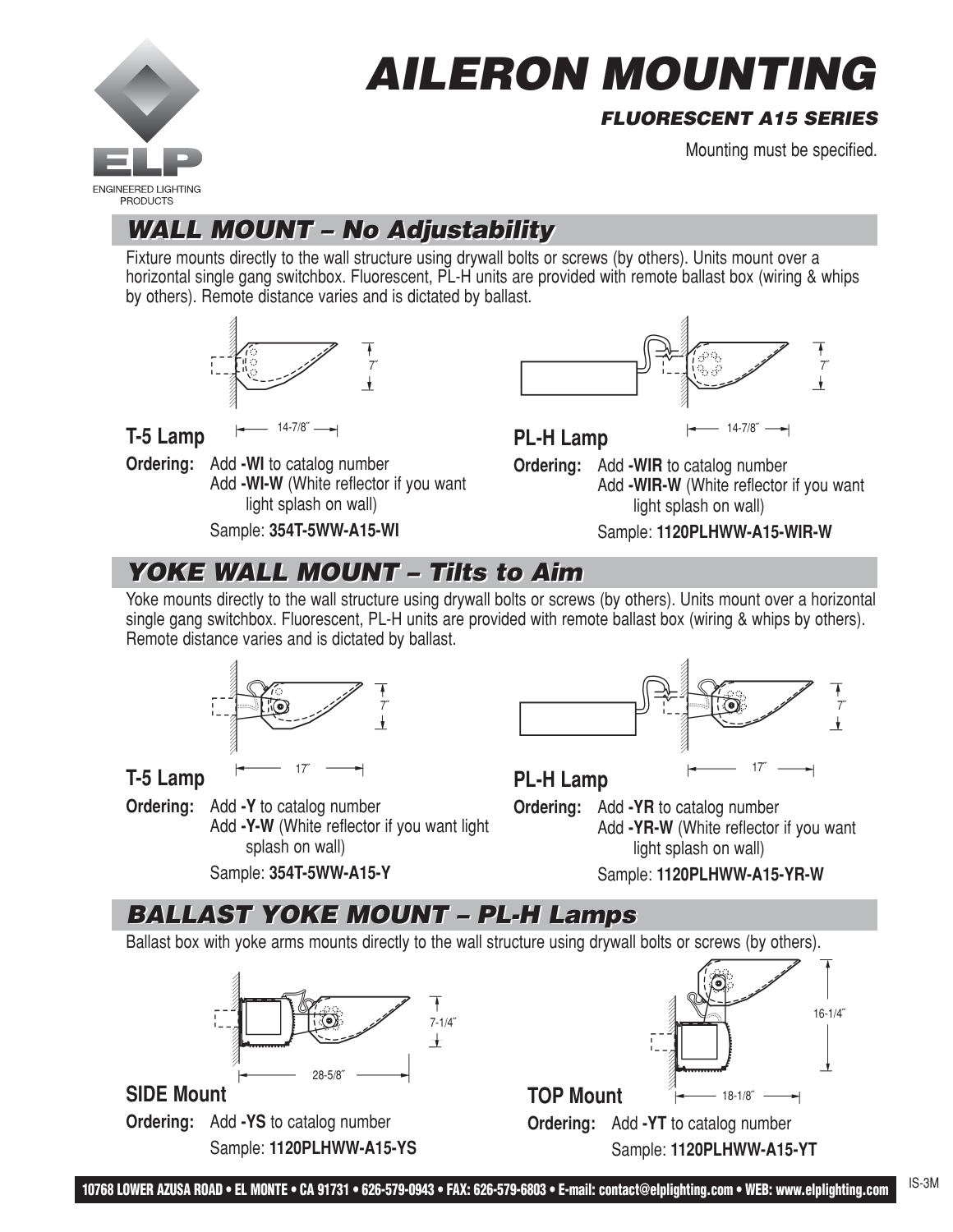# AILERON MOUNTING

### FLUORESCENT A15 SERIES

Mounting must be specified.

## WALL MOUNT – No Adjustability

Fixture mounts directly to the wall structure using drywall bolts or screws (by others). Units mount over a horizontal single gang switchbox. Fluorescent, PL-H units are provided with remote ballast box (wiring & whips by others). Remote distance varies and is dictated by ballast.

7″

14-7/8″

### T-5 Lamp

**Ordering:** Add **-WI** to catalog number
Add **-WI-W** (White reflector if you want light splash on wall)

Sample: **354T-5WW-A15-WI**

7″

14-7/8″

### PL-H Lamp

**Ordering:** Add **-WIR** to catalog number
Add **-WIR-W** (White reflector if you want light splash on wall)

Sample: **1120PLHWW-A15-WIR-W**

## YOKE WALL MOUNT – Tilts to Aim

Yoke mounts directly to the wall structure using drywall bolts or screws (by others). Units mount over a horizontal single gang switchbox. Fluorescent, PL-H units are provided with remote ballast box (wiring & whips by others). Remote distance varies and is dictated by ballast.

7″

17″

### T-5 Lamp

**Ordering:** Add **-Y** to catalog number
Add **-Y-W** (White reflector if you want light splash on wall)

Sample: **354T-5WW-A15-Y**

7″

17″

### PL-H Lamp

**Ordering:** Add **-YR** to catalog number
Add **-YR-W** (White reflector if you want light splash on wall)

Sample: **1120PLHWW-A15-YR-W**

## BALLAST YOKE MOUNT – PL-H Lamps

Ballast box with yoke arms mounts directly to the wall structure using drywall bolts or screws (by others).

7-1/4″

28-5/8″

### SIDE Mount

**Ordering:** Add **-YS** to catalog number

Sample: **1120PLHWW-A15-YS**

16-1/4″

18-1/8″

### TOP Mount

**Ordering:** Add **-YT** to catalog number

Sample: **1120PLHWW-A15-YT**

**10768 LOWER AZUSA ROAD • EL MONTE • CA 91731 • 626-579-0943 • FAX: 626-579-6803 • E-mail: contact@elplighting.com • WEB: www.elplighting.com**

IS-3M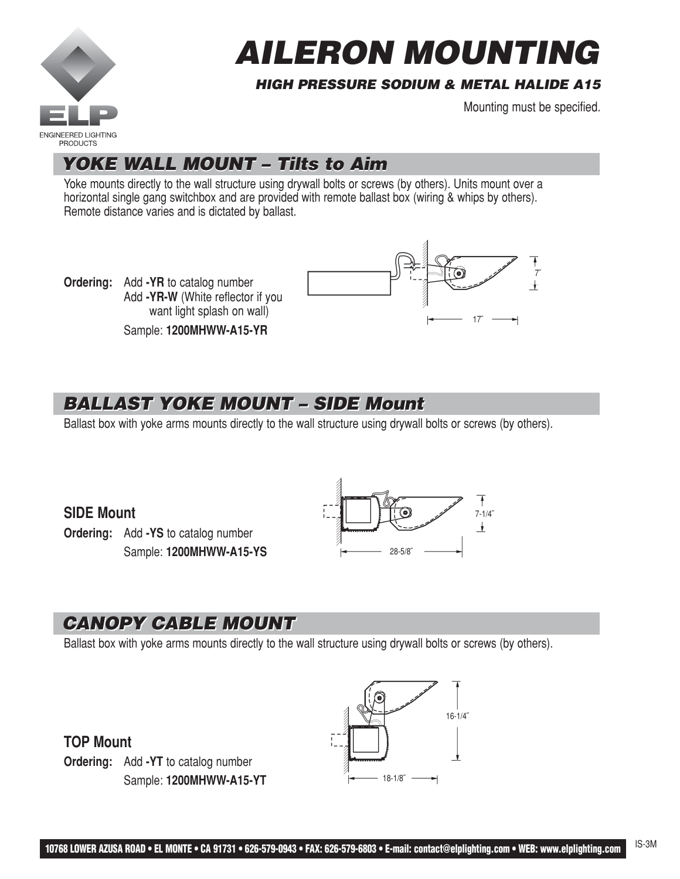# AILERON MOUNTING

### HIGH PRESSURE SODIUM & METAL HALIDE A15

Mounting must be specified.

## YOKE WALL MOUNT – Tilts to Aim

Yoke mounts directly to the wall structure using drywall bolts or screws (by others). Units mount over a horizontal single gang switchbox and are provided with remote ballast box (wiring & whips by others). Remote distance varies and is dictated by ballast.

**Ordering:** Add **-YR** to catalog number
Add **-YR-W** (White reflector if you want light splash on wall)
Sample: **1200MHWW-A15-YR**

7″

17″

## BALLAST YOKE MOUNT – SIDE Mount

Ballast box with yoke arms mounts directly to the wall structure using drywall bolts or screws (by others).

### SIDE Mount

**Ordering:** Add **-YS** to catalog number
Sample: **1200MHWW-A15-YS**

7-1/4″

28-5/8″

## CANOPY CABLE MOUNT

Ballast box with yoke arms mounts directly to the wall structure using drywall bolts or screws (by others).

### TOP Mount

**Ordering:** Add **-YT** to catalog number
Sample: **1200MHWW-A15-YT**

16-1/4″

18-1/8″

10768 LOWER AZUSA ROAD • EL MONTE • CA 91731 • 626-579-0943 • FAX: 626-579-6803 • E-mail: contact@elplighting.com • WEB: www.elplighting.com

IS-3M